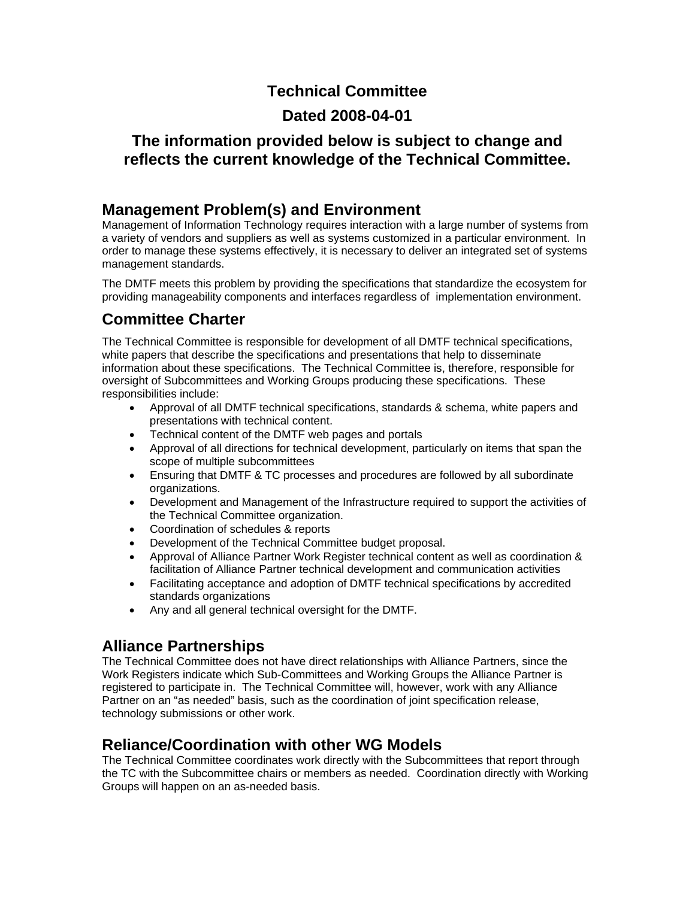# Technical Committee

# Dated 2008-04-01

# The information provided below is subject to change and reflects the current knowledge of the Technical Committee.

## Management Problem(s) and Environment

Management of Information Technology requires interaction with a large number of systems from a variety of vendors and suppliers as well as systems customized in a particular environment. In order to manage these systems effectively, it is necessary to deliver an integrated set of systems management standards.

The DMTF meets this problem by providing the specifications that standardize the ecosystem for providing manageability components and interfaces regardless of implementation environment.

## Committee Charter

The Technical Committee is responsible for development of all DMTF technical specifications, white papers that describe the specifications and presentations that help to disseminate information about these specifications. The Technical Committee is, therefore, responsible for oversight of Subcommittees and Working Groups producing these specifications. These responsibilities include:

- Approval of all DMTF technical specifications, standards & schema, white papers and presentations with technical content.
- Technical content of the DMTF web pages and portals
- Approval of all directions for technical development, particularly on items that span the scope of multiple subcommittees
- Ensuring that DMTF & TC processes and procedures are followed by all subordinate organizations.
- Development and Management of the Infrastructure required to support the activities of the Technical Committee organization.
- Coordination of schedules & reports
- Development of the Technical Committee budget proposal.
- Approval of Alliance Partner Work Register technical content as well as coordination & facilitation of Alliance Partner technical development and communication activities
- Facilitating acceptance and adoption of DMTF technical specifications by accredited standards organizations
- Any and all general technical oversight for the DMTF.

## Alliance Partnerships

The Technical Committee does not have direct relationships with Alliance Partners, since the Work Registers indicate which Sub-Committees and Working Groups the Alliance Partner is registered to participate in. The Technical Committee will, however, work with any Alliance Partner on an "as needed" basis, such as the coordination of joint specification release, technology submissions or other work.

## Reliance/Coordination with other WG Models

The Technical Committee coordinates work directly with the Subcommittees that report through the TC with the Subcommittee chairs or members as needed. Coordination directly with Working Groups will happen on an as-needed basis.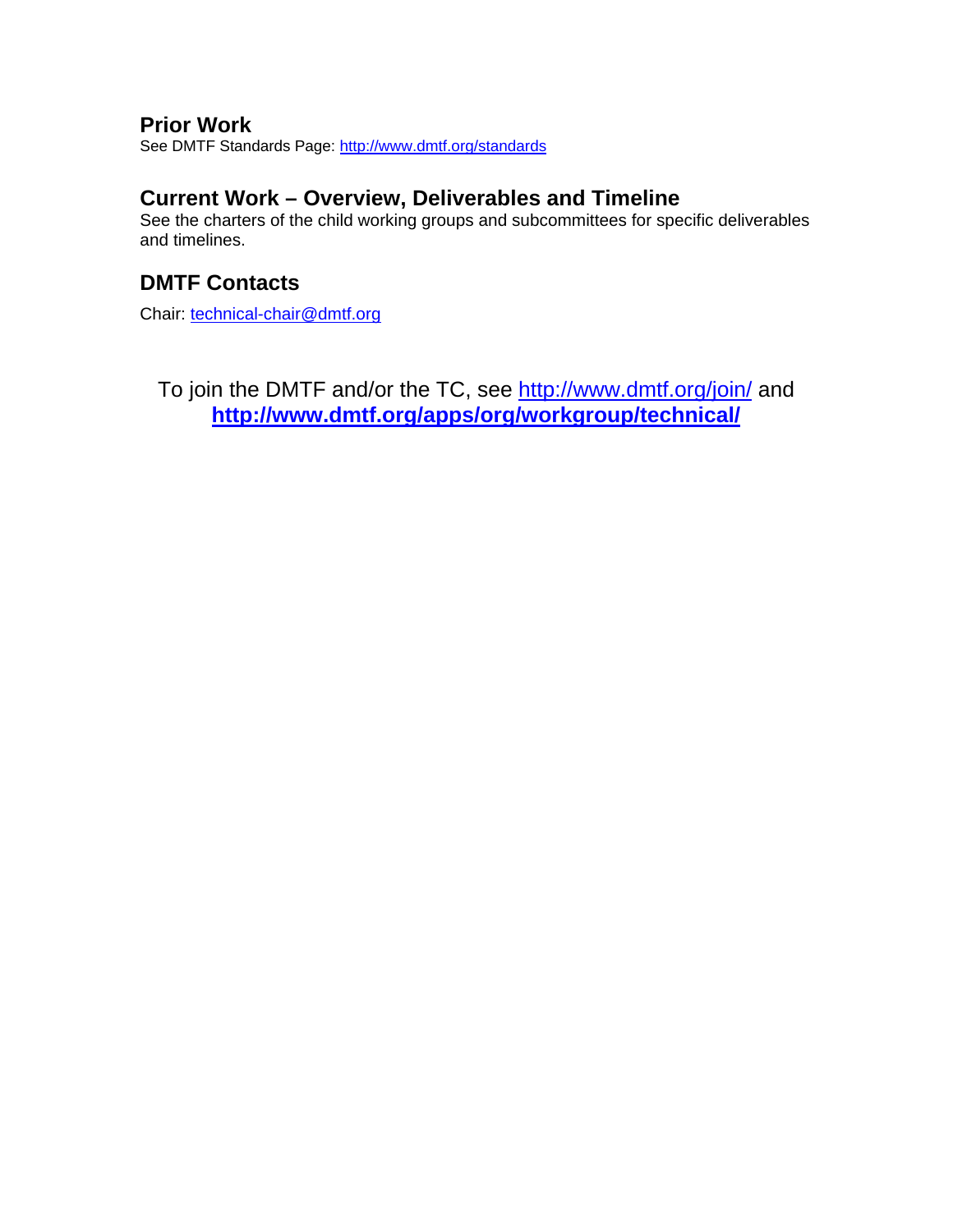## Prior Work

See DMTF Standards Page: http://www.dmtf.org/standards

## Current Work – Overview, Deliverables and Timeline

See the charters of the child working groups and subcommittees for specific deliverables and timelines.

## DMTF Contacts

Chair: technical-chair@dmtf.org

To join the DMTF and/or the TC, see http://www.dmtf.org/join/ and **http://www.dmtf.org/apps/org/workgroup/technical/**